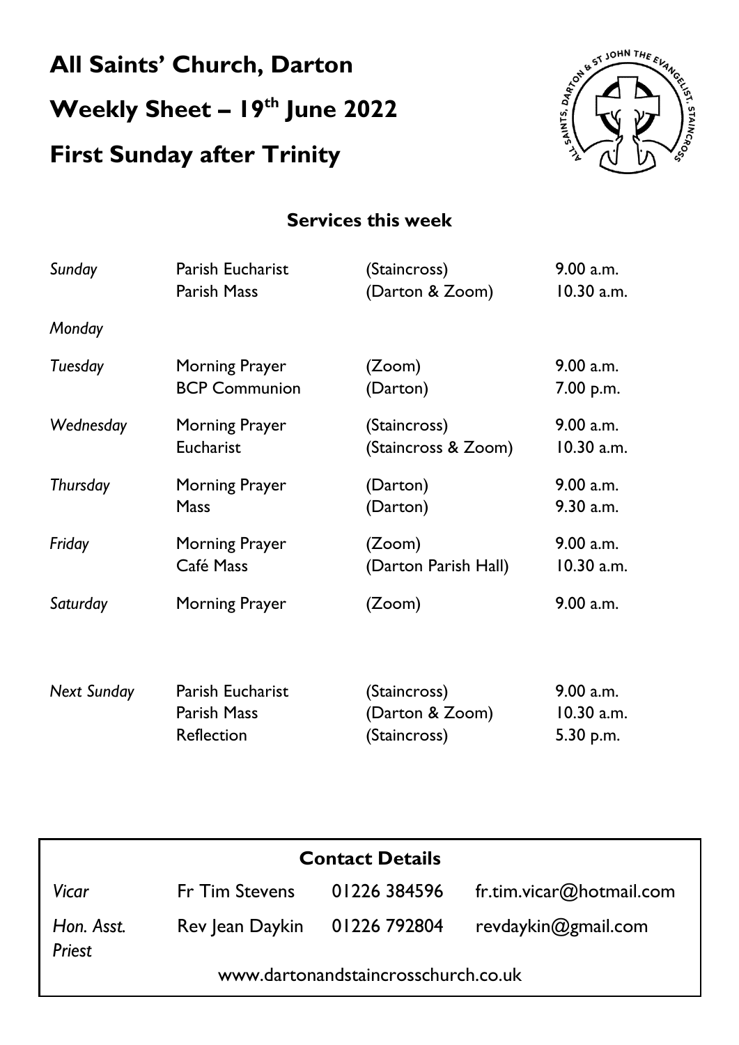# All Saints' Church, Darton

# Weekly Sheet – 19th June 2022

# First Sunday after Trinity

## Services this week

| | | | |
|---|---|---|---|
| *Sunday* | Parish Eucharist | (Staincross) | 9.00 a.m. |
| | Parish Mass | (Darton & Zoom) | 10.30 a.m. |
| *Monday* | | | |
| *Tuesday* | Morning Prayer | (Zoom) | 9.00 a.m. |
| | BCP Communion | (Darton) | 7.00 p.m. |
| *Wednesday* | Morning Prayer | (Staincross) | 9.00 a.m. |
| | Eucharist | (Staincross & Zoom) | 10.30 a.m. |
| *Thursday* | Morning Prayer | (Darton) | 9.00 a.m. |
| | Mass | (Darton) | 9.30 a.m. |
| *Friday* | Morning Prayer | (Zoom) | 9.00 a.m. |
| | Café Mass | (Darton Parish Hall) | 10.30 a.m. |
| *Saturday* | Morning Prayer | (Zoom) | 9.00 a.m. |
| *Next Sunday* | Parish Eucharist | (Staincross) | 9.00 a.m. |
| | Parish Mass | (Darton & Zoom) | 10.30 a.m. |
| | Reflection | (Staincross) | 5.30 p.m. |

## Contact Details

| | | | |
|---|---|---|---|
| *Vicar* | Fr Tim Stevens | 01226 384596 | fr.tim.vicar@hotmail.com |
| *Hon. Asst. Priest* | Rev Jean Daykin | 01226 792804 | revdaykin@gmail.com |

www.dartonandstaincrosschurch.co.uk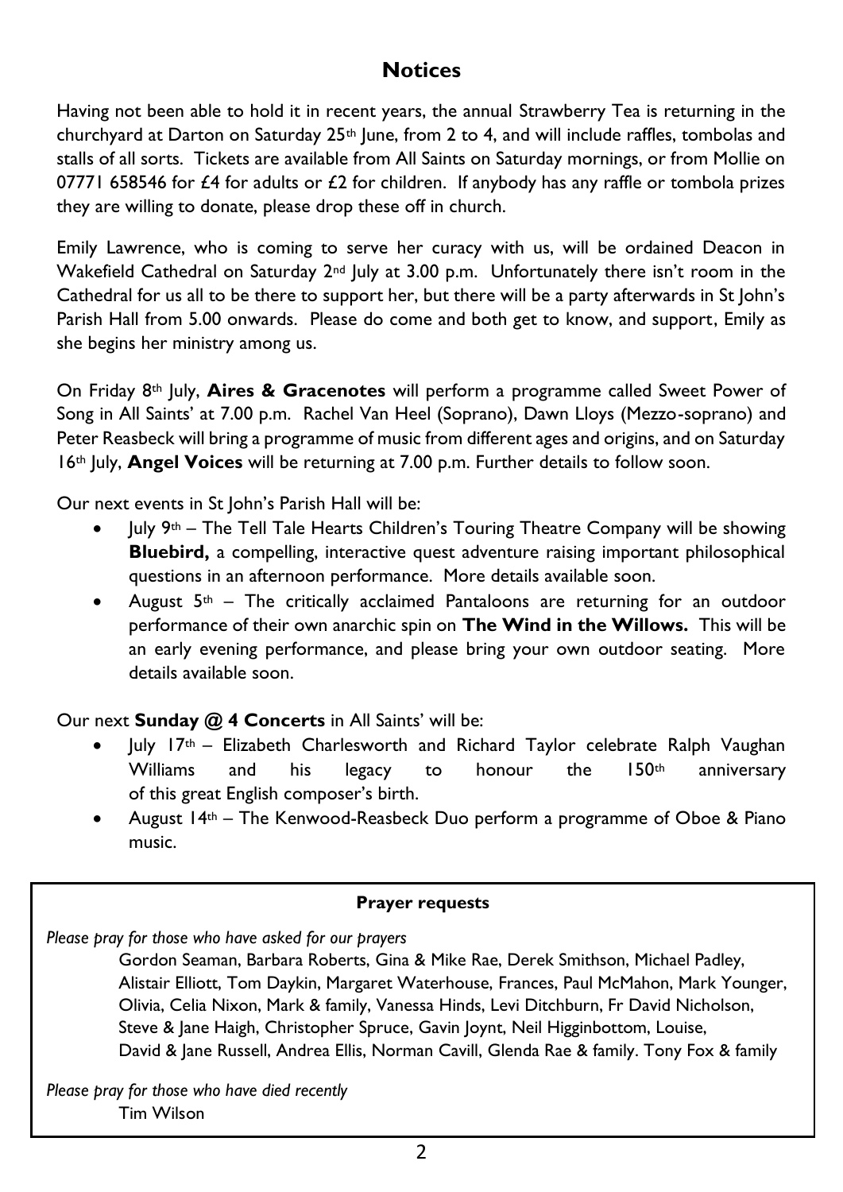## Notices

Having not been able to hold it in recent years, the annual Strawberry Tea is returning in the churchyard at Darton on Saturday 25th June, from 2 to 4, and will include raffles, tombolas and stalls of all sorts. Tickets are available from All Saints on Saturday mornings, or from Mollie on 07771 658546 for £4 for adults or £2 for children. If anybody has any raffle or tombola prizes they are willing to donate, please drop these off in church.

Emily Lawrence, who is coming to serve her curacy with us, will be ordained Deacon in Wakefield Cathedral on Saturday 2nd July at 3.00 p.m. Unfortunately there isn't room in the Cathedral for us all to be there to support her, but there will be a party afterwards in St John's Parish Hall from 5.00 onwards. Please do come and both get to know, and support, Emily as she begins her ministry among us.

On Friday 8th July, **Aires & Gracenotes** will perform a programme called Sweet Power of Song in All Saints' at 7.00 p.m. Rachel Van Heel (Soprano), Dawn Lloys (Mezzo-soprano) and Peter Reasbeck will bring a programme of music from different ages and origins, and on Saturday 16th July, **Angel Voices** will be returning at 7.00 p.m. Further details to follow soon.

Our next events in St John's Parish Hall will be:

- July 9th – The Tell Tale Hearts Children's Touring Theatre Company will be showing **Bluebird,** a compelling, interactive quest adventure raising important philosophical questions in an afternoon performance. More details available soon.
- August 5th – The critically acclaimed Pantaloons are returning for an outdoor performance of their own anarchic spin on **The Wind in the Willows.** This will be an early evening performance, and please bring your own outdoor seating. More details available soon.

Our next **Sunday @ 4 Concerts** in All Saints' will be:

- July 17th – Elizabeth Charlesworth and Richard Taylor celebrate Ralph Vaughan Williams and his legacy to honour the 150th anniversary of this great English composer's birth.
- August 14th – The Kenwood-Reasbeck Duo perform a programme of Oboe & Piano music.

**Prayer requests**

*Please pray for those who have asked for our prayers*

Gordon Seaman, Barbara Roberts, Gina & Mike Rae, Derek Smithson, Michael Padley, Alistair Elliott, Tom Daykin, Margaret Waterhouse, Frances, Paul McMahon, Mark Younger, Olivia, Celia Nixon, Mark & family, Vanessa Hinds, Levi Ditchburn, Fr David Nicholson, Steve & Jane Haigh, Christopher Spruce, Gavin Joynt, Neil Higginbottom, Louise, David & Jane Russell, Andrea Ellis, Norman Cavill, Glenda Rae & family. Tony Fox & family

*Please pray for those who have died recently*

Tim Wilson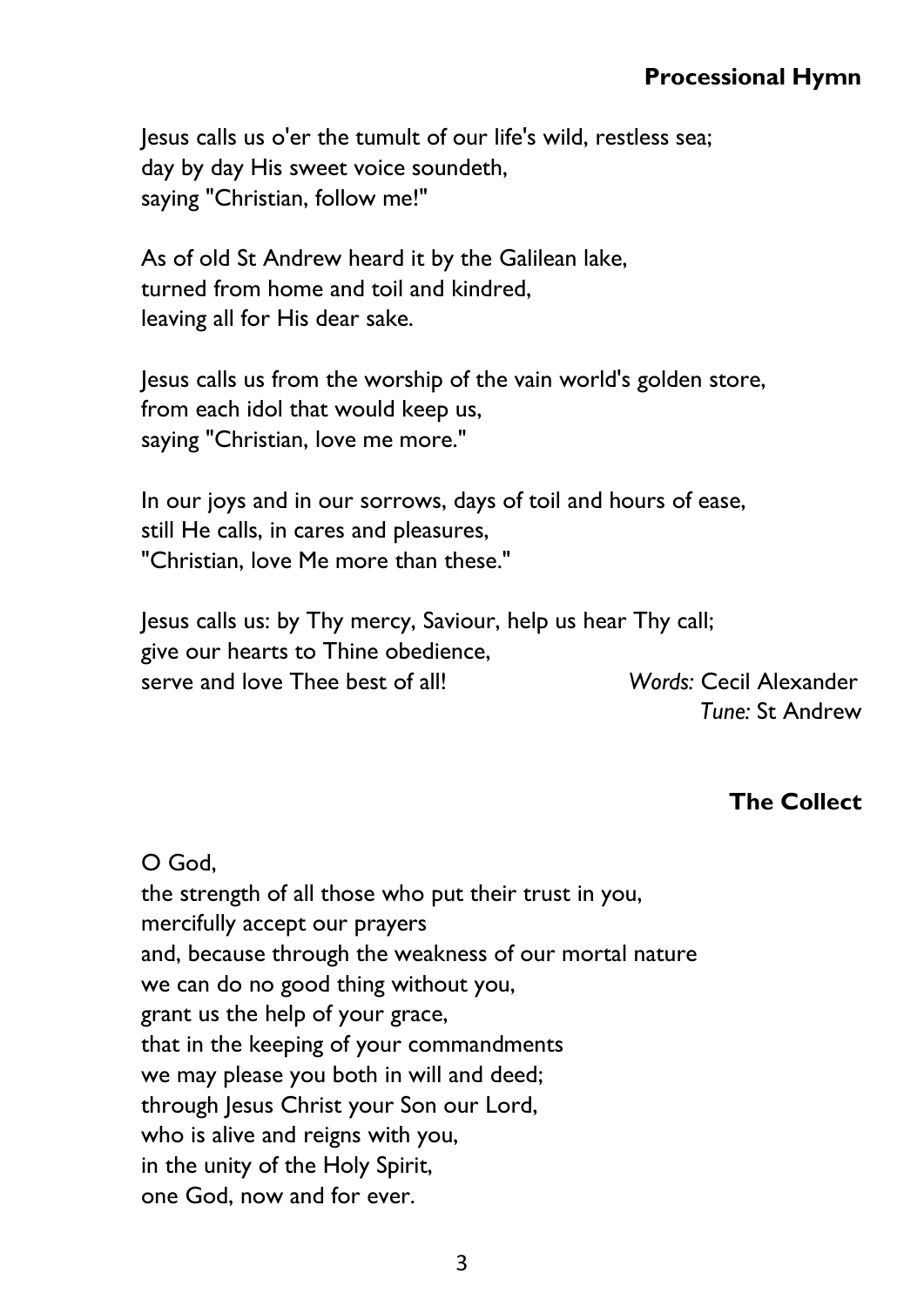## Processional Hymn

Jesus calls us o'er the tumult of our life's wild, restless sea;  
day by day His sweet voice soundeth,  
saying "Christian, follow me!"

As of old St Andrew heard it by the Galilean lake,  
turned from home and toil and kindred,  
leaving all for His dear sake.

Jesus calls us from the worship of the vain world's golden store,  
from each idol that would keep us,  
saying "Christian, love me more."

In our joys and in our sorrows, days of toil and hours of ease,  
still He calls, in cares and pleasures,  
"Christian, love Me more than these."

Jesus calls us: by Thy mercy, Saviour, help us hear Thy call;  
give our hearts to Thine obedience,  
serve and love Thee best of all!

*Words:* Cecil Alexander  
*Tune:* St Andrew

## The Collect

O God,  
the strength of all those who put their trust in you,  
mercifully accept our prayers  
and, because through the weakness of our mortal nature  
we can do no good thing without you,  
grant us the help of your grace,  
that in the keeping of your commandments  
we may please you both in will and deed;  
through Jesus Christ your Son our Lord,  
who is alive and reigns with you,  
in the unity of the Holy Spirit,  
one God, now and for ever.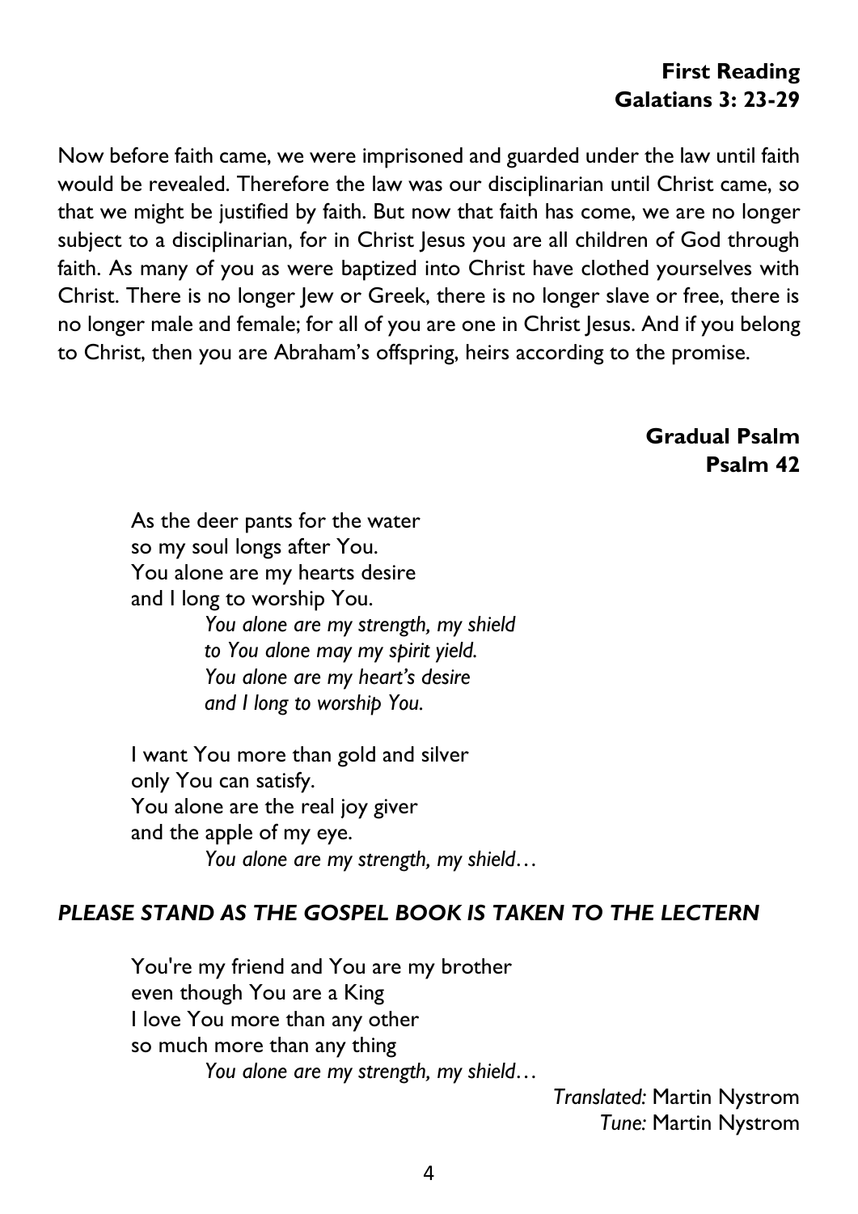**First Reading**
**Galatians 3: 23-29**

Now before faith came, we were imprisoned and guarded under the law until faith would be revealed. Therefore the law was our disciplinarian until Christ came, so that we might be justified by faith. But now that faith has come, we are no longer subject to a disciplinarian, for in Christ Jesus you are all children of God through faith. As many of you as were baptized into Christ have clothed yourselves with Christ. There is no longer Jew or Greek, there is no longer slave or free, there is no longer male and female; for all of you are one in Christ Jesus. And if you belong to Christ, then you are Abraham's offspring, heirs according to the promise.

**Gradual Psalm**
**Psalm 42**

As the deer pants for the water
so my soul longs after You.
You alone are my hearts desire
and I long to worship You.

*You alone are my strength, my shield*
*to You alone may my spirit yield.*
*You alone are my heart's desire*
*and I long to worship You.*

I want You more than gold and silver
only You can satisfy.
You alone are the real joy giver
and the apple of my eye.

*You alone are my strength, my shield…*

***PLEASE STAND AS THE GOSPEL BOOK IS TAKEN TO THE LECTERN***

You're my friend and You are my brother
even though You are a King
I love You more than any other
so much more than any thing

*You alone are my strength, my shield…*

*Translated:* Martin Nystrom
*Tune:* Martin Nystrom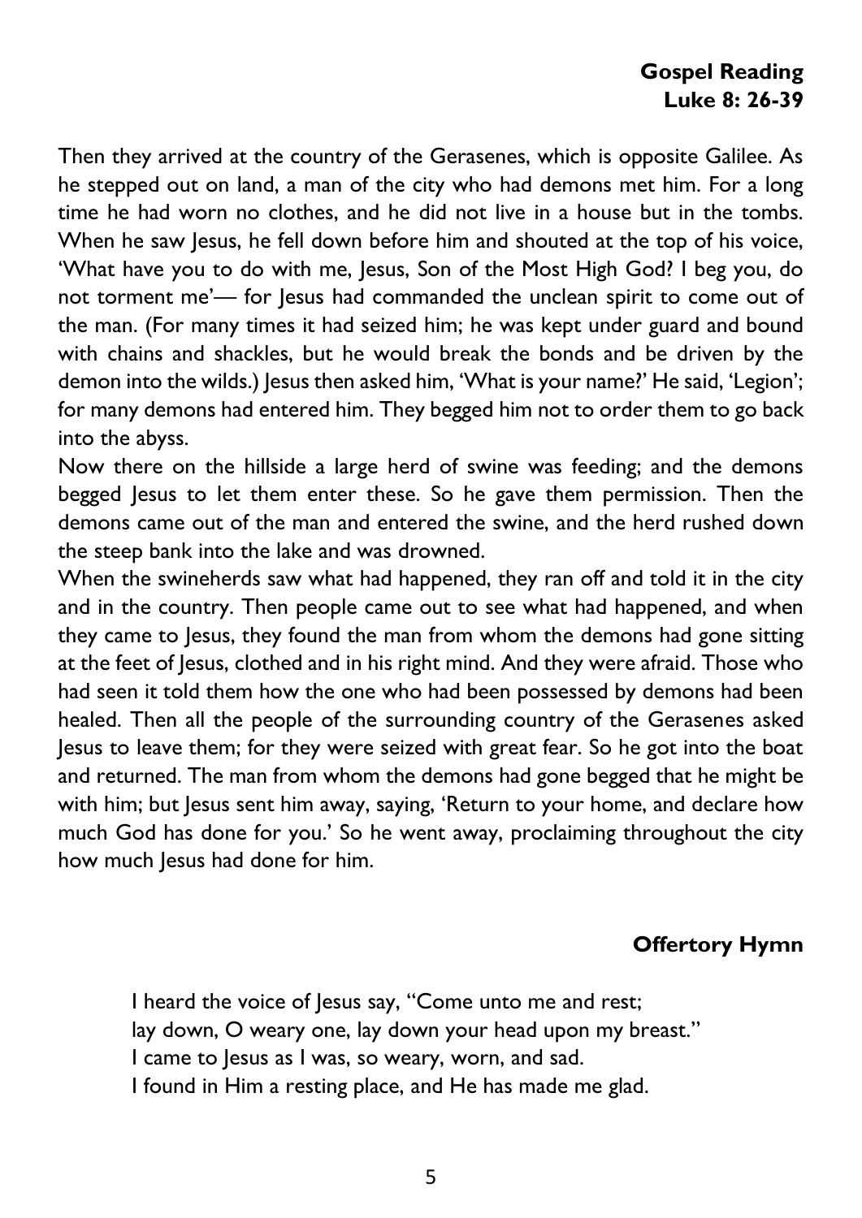## Gospel Reading
## Luke 8: 26-39

Then they arrived at the country of the Gerasenes, which is opposite Galilee. As he stepped out on land, a man of the city who had demons met him. For a long time he had worn no clothes, and he did not live in a house but in the tombs. When he saw Jesus, he fell down before him and shouted at the top of his voice, 'What have you to do with me, Jesus, Son of the Most High God? I beg you, do not torment me'— for Jesus had commanded the unclean spirit to come out of the man. (For many times it had seized him; he was kept under guard and bound with chains and shackles, but he would break the bonds and be driven by the demon into the wilds.) Jesus then asked him, 'What is your name?' He said, 'Legion'; for many demons had entered him. They begged him not to order them to go back into the abyss.

Now there on the hillside a large herd of swine was feeding; and the demons begged Jesus to let them enter these. So he gave them permission. Then the demons came out of the man and entered the swine, and the herd rushed down the steep bank into the lake and was drowned.

When the swineherds saw what had happened, they ran off and told it in the city and in the country. Then people came out to see what had happened, and when they came to Jesus, they found the man from whom the demons had gone sitting at the feet of Jesus, clothed and in his right mind. And they were afraid. Those who had seen it told them how the one who had been possessed by demons had been healed. Then all the people of the surrounding country of the Gerasenes asked Jesus to leave them; for they were seized with great fear. So he got into the boat and returned. The man from whom the demons had gone begged that he might be with him; but Jesus sent him away, saying, 'Return to your home, and declare how much God has done for you.' So he went away, proclaiming throughout the city how much Jesus had done for him.

## Offertory Hymn

I heard the voice of Jesus say, "Come unto me and rest;
lay down, O weary one, lay down your head upon my breast."
I came to Jesus as I was, so weary, worn, and sad.
I found in Him a resting place, and He has made me glad.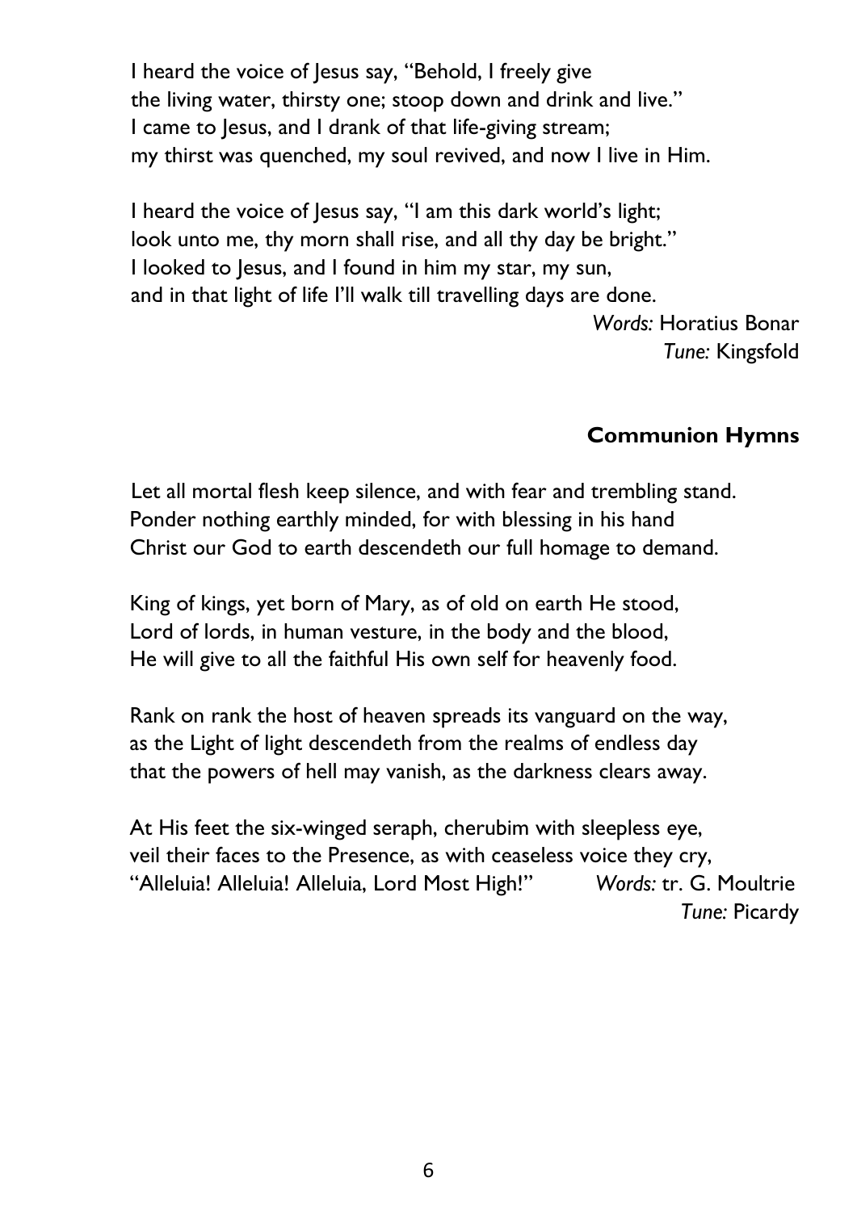I heard the voice of Jesus say, "Behold, I freely give
the living water, thirsty one; stoop down and drink and live."
I came to Jesus, and I drank of that life-giving stream;
my thirst was quenched, my soul revived, and now I live in Him.

I heard the voice of Jesus say, "I am this dark world's light;
look unto me, thy morn shall rise, and all thy day be bright."
I looked to Jesus, and I found in him my star, my sun,
and in that light of life I'll walk till travelling days are done.

*Words:* Horatius Bonar
*Tune:* Kingsfold

## Communion Hymns

Let all mortal flesh keep silence, and with fear and trembling stand.
Ponder nothing earthly minded, for with blessing in his hand
Christ our God to earth descendeth our full homage to demand.

King of kings, yet born of Mary, as of old on earth He stood,
Lord of lords, in human vesture, in the body and the blood,
He will give to all the faithful His own self for heavenly food.

Rank on rank the host of heaven spreads its vanguard on the way,
as the Light of light descendeth from the realms of endless day
that the powers of hell may vanish, as the darkness clears away.

At His feet the six-winged seraph, cherubim with sleepless eye,
veil their faces to the Presence, as with ceaseless voice they cry,
"Alleluia! Alleluia! Alleluia, Lord Most High!"

*Words:* tr. G. Moultrie
*Tune:* Picardy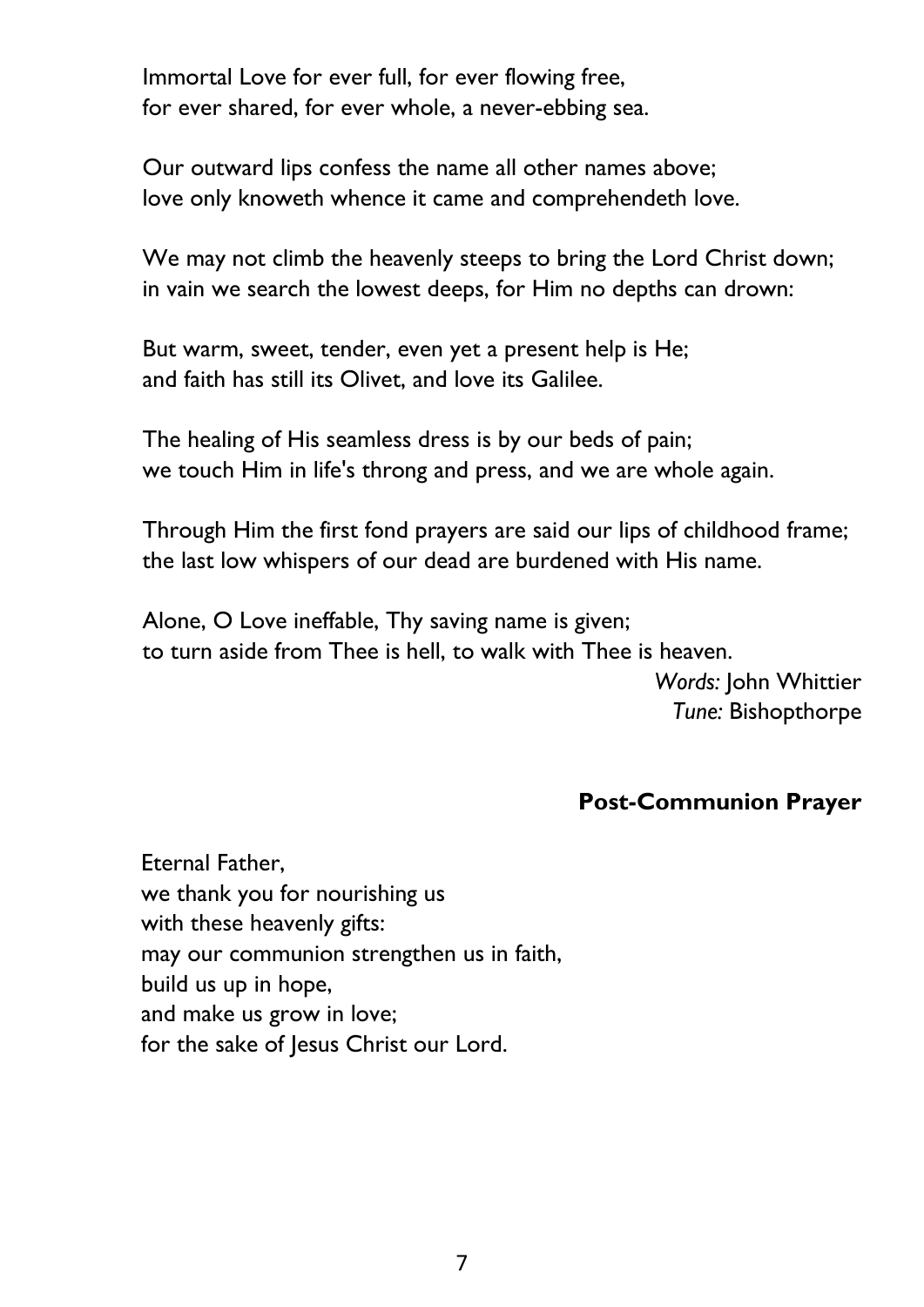Immortal Love for ever full, for ever flowing free,
for ever shared, for ever whole, a never-ebbing sea.

Our outward lips confess the name all other names above;
love only knoweth whence it came and comprehendeth love.

We may not climb the heavenly steeps to bring the Lord Christ down;
in vain we search the lowest deeps, for Him no depths can drown:

But warm, sweet, tender, even yet a present help is He;
and faith has still its Olivet, and love its Galilee.

The healing of His seamless dress is by our beds of pain;
we touch Him in life's throng and press, and we are whole again.

Through Him the first fond prayers are said our lips of childhood frame;
the last low whispers of our dead are burdened with His name.

Alone, O Love ineffable, Thy saving name is given;
to turn aside from Thee is hell, to walk with Thee is heaven.

*Words:* John Whittier
*Tune:* Bishopthorpe

## Post-Communion Prayer

Eternal Father,
we thank you for nourishing us
with these heavenly gifts:
may our communion strengthen us in faith,
build us up in hope,
and make us grow in love;
for the sake of Jesus Christ our Lord.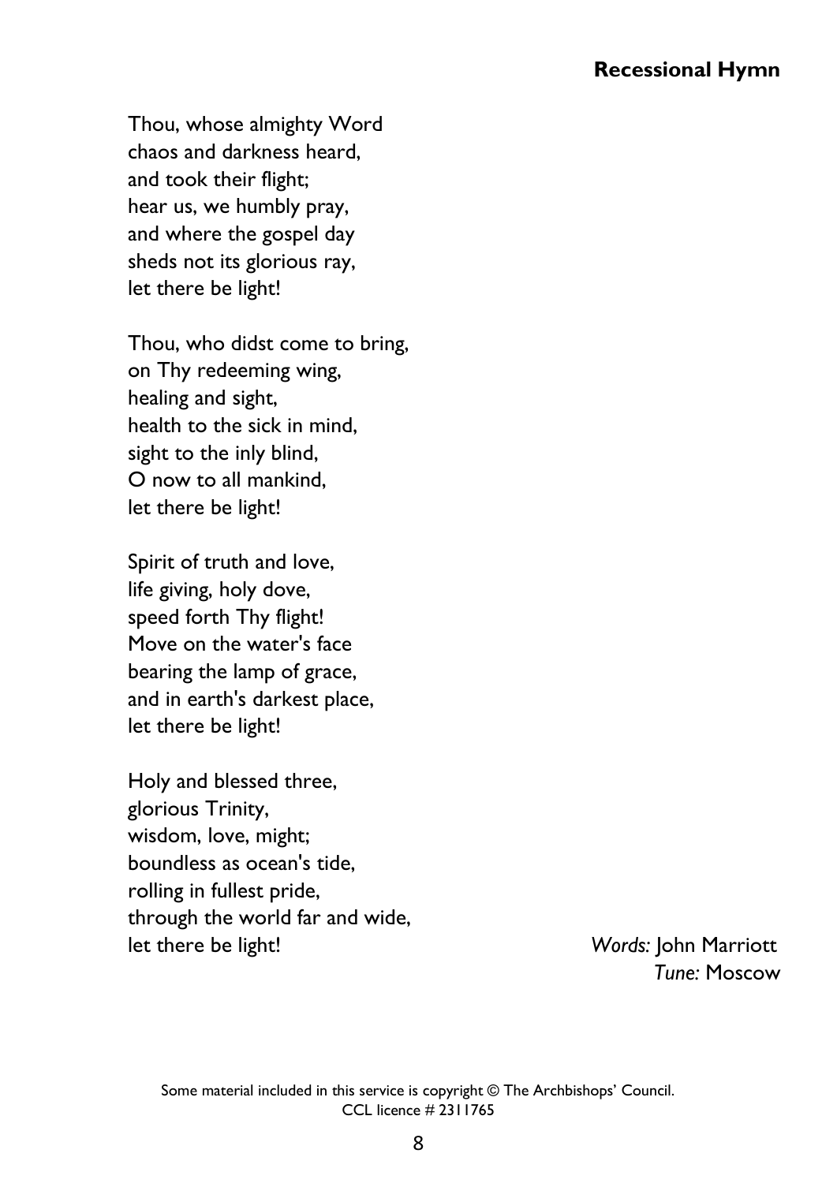## Recessional Hymn

Thou, whose almighty Word
chaos and darkness heard,
and took their flight;
hear us, we humbly pray,
and where the gospel day
sheds not its glorious ray,
let there be light!

Thou, who didst come to bring,
on Thy redeeming wing,
healing and sight,
health to the sick in mind,
sight to the inly blind,
O now to all mankind,
let there be light!

Spirit of truth and love,
life giving, holy dove,
speed forth Thy flight!
Move on the water's face
bearing the lamp of grace,
and in earth's darkest place,
let there be light!

Holy and blessed three,
glorious Trinity,
wisdom, love, might;
boundless as ocean's tide,
rolling in fullest pride,
through the world far and wide,
let there be light!

*Words:* John Marriott
*Tune:* Moscow

Some material included in this service is copyright © The Archbishops' Council.
CCL licence # 2311765